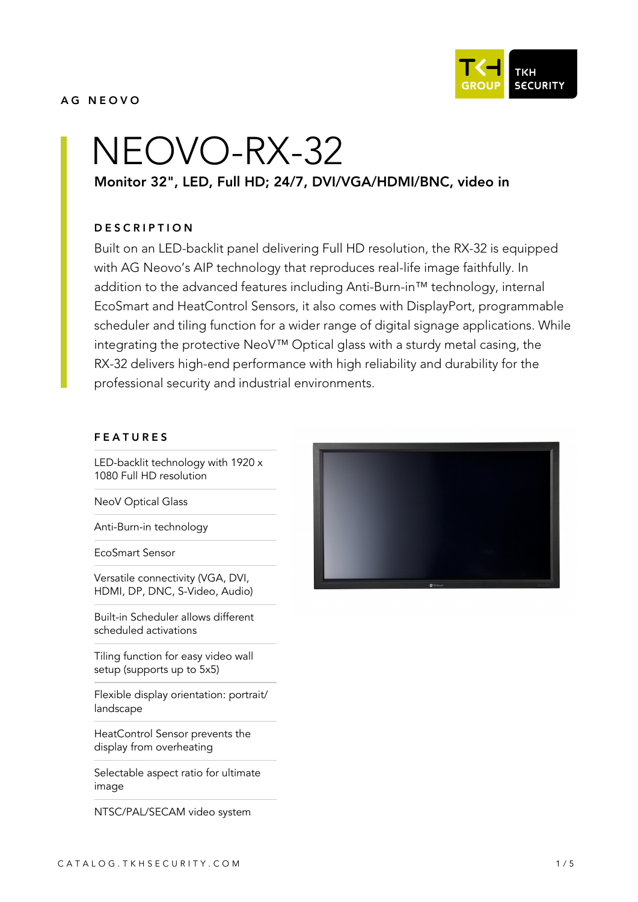AG NEOVO

# NEOVO-RX-32

**Monitor 32", LED, Full HD; 24/7, DVI/VGA/HDMI/BNC, video in**

## DESCRIPTION

Built on an LED-backlit panel delivering Full HD resolution, the RX-32 is equipped with AG Neovo's AIP technology that reproduces real-life image faithfully. In addition to the advanced features including Anti-Burn-in™ technology, internal EcoSmart and HeatControl Sensors, it also comes with DisplayPort, programmable scheduler and tiling function for a wider range of digital signage applications. While integrating the protective NeoV™ Optical glass with a sturdy metal casing, the RX-32 delivers high-end performance with high reliability and durability for the professional security and industrial environments.

## FEATURES

- LED-backlit technology with 1920 x 1080 Full HD resolution
- NeoV Optical Glass
- Anti-Burn-in technology
- EcoSmart Sensor
- Versatile connectivity (VGA, DVI, HDMI, DP, DNC, S-Video, Audio)
- Built-in Scheduler allows different scheduled activations
- Tiling function for easy video wall setup (supports up to 5x5)
- Flexible display orientation: portrait/ landscape
- HeatControl Sensor prevents the display from overheating
- Selectable aspect ratio for ultimate image
- NTSC/PAL/SECAM video system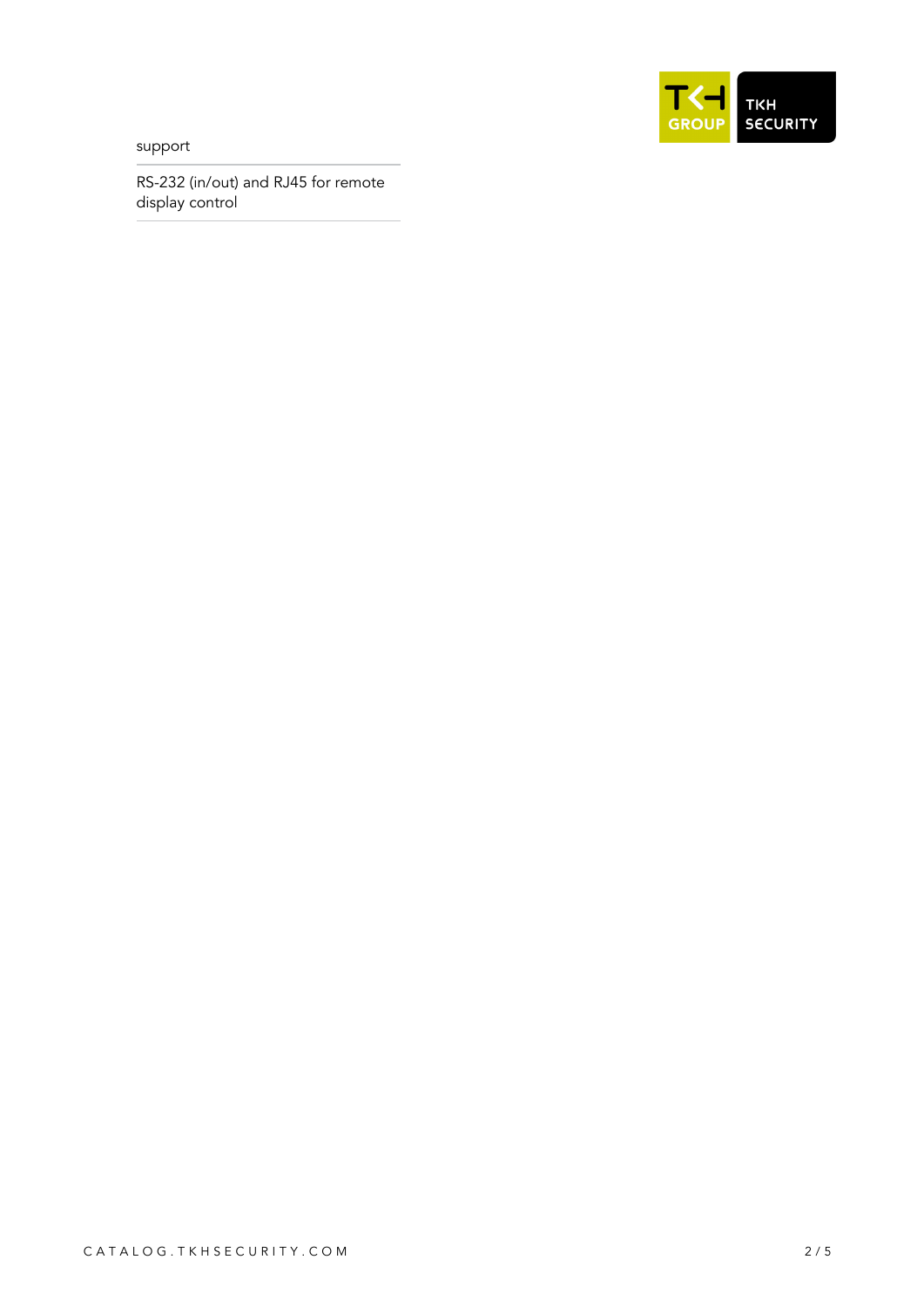support

RS-232 (in/out) and RJ45 for remote display control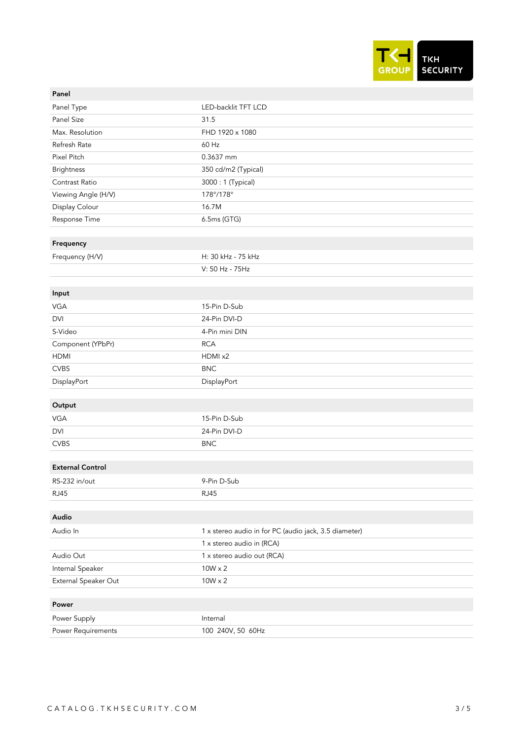| Panel | |
|---|---|
| Panel Type | LED-backlit TFT LCD |
| Panel Size | 31.5 |
| Max. Resolution | FHD 1920 x 1080 |
| Refresh Rate | 60 Hz |
| Pixel Pitch | 0.3637 mm |
| Brightness | 350 cd/m2 (Typical) |
| Contrast Ratio | 3000 : 1 (Typical) |
| Viewing Angle (H/V) | 178°/178° |
| Display Colour | 16.7M |
| Response Time | 6.5ms (GTG) |

| Frequency | |
|---|---|
| Frequency (H/V) | H: 30 kHz - 75 kHz |
| | V: 50 Hz - 75Hz |

| Input | |
|---|---|
| VGA | 15-Pin D-Sub |
| DVI | 24-Pin DVI-D |
| S-Video | 4-Pin mini DIN |
| Component (YPbPr) | RCA |
| HDMI | HDMI x2 |
| CVBS | BNC |
| DisplayPort | DisplayPort |

| Output | |
|---|---|
| VGA | 15-Pin D-Sub |
| DVI | 24-Pin DVI-D |
| CVBS | BNC |

| External Control | |
|---|---|
| RS-232 in/out | 9-Pin D-Sub |
| RJ45 | RJ45 |

| Audio | |
|---|---|
| Audio In | 1 x stereo audio in for PC (audio jack, 3.5 diameter) |
| | 1 x stereo audio in (RCA) |
| Audio Out | 1 x stereo audio out (RCA) |
| Internal Speaker | 10W x 2 |
| External Speaker Out | 10W x 2 |

| Power | |
|---|---|
| Power Supply | Internal |
| Power Requirements | 100 240V, 50 60Hz |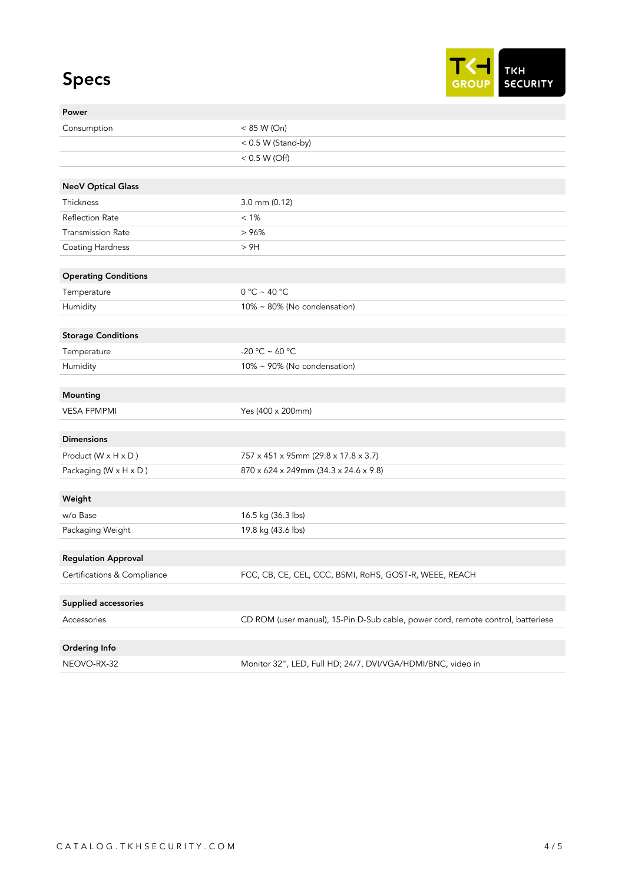# Specs

TKH GROUP | TKH SECURITY

| **Power** | |
|---|---|
| Consumption | < 85 W (On) |
| | < 0.5 W (Stand-by) |
| | < 0.5 W (Off) |

| **NeoV Optical Glass** | |
|---|---|
| Thickness | 3.0 mm (0.12) |
| Reflection Rate | < 1% |
| Transmission Rate | > 96% |
| Coating Hardness | > 9H |

| **Operating Conditions** | |
|---|---|
| Temperature | 0 °C ~ 40 °C |
| Humidity | 10% ~ 80% (No condensation) |

| **Storage Conditions** | |
|---|---|
| Temperature | -20 °C ~ 60 °C |
| Humidity | 10% ~ 90% (No condensation) |

| **Mounting** | |
|---|---|
| VESA FPMPMI | Yes (400 x 200mm) |

| **Dimensions** | |
|---|---|
| Product (W x H x D ) | 757 x 451 x 95mm (29.8 x 17.8 x 3.7) |
| Packaging (W x H x D ) | 870 x 624 x 249mm (34.3 x 24.6 x 9.8) |

| **Weight** | |
|---|---|
| w/o Base | 16.5 kg (36.3 lbs) |
| Packaging Weight | 19.8 kg (43.6 lbs) |

| **Regulation Approval** | |
|---|---|
| Certifications & Compliance | FCC, CB, CE, CEL, CCC, BSMI, RoHS, GOST-R, WEEE, REACH |

| **Supplied accessories** | |
|---|---|
| Accessories | CD ROM (user manual), 15-Pin D-Sub cable, power cord, remote control, batteriese |

| **Ordering Info** | |
|---|---|
| NEOVO-RX-32 | Monitor 32", LED, Full HD; 24/7, DVI/VGA/HDMI/BNC, video in |

CATALOG.TKHSECURITY.COM